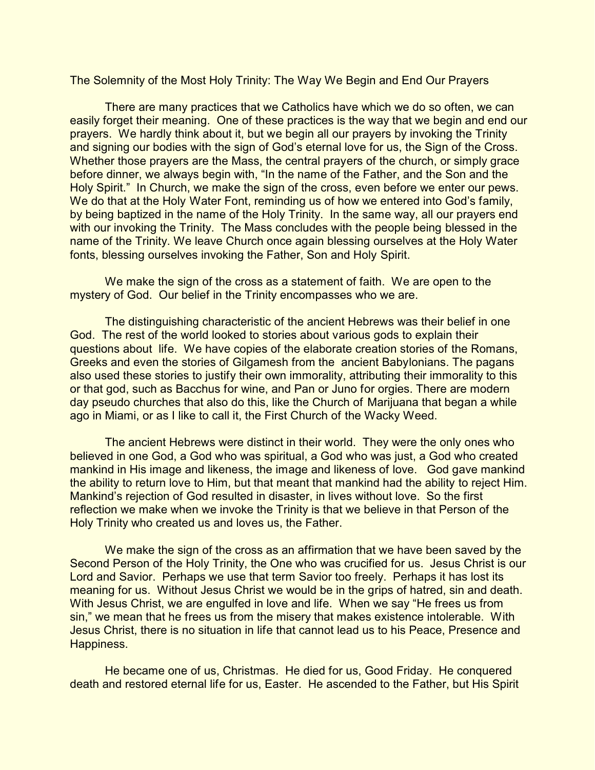# The Solemnity of the Most Holy Trinity: The Way We Begin and End Our Prayers

There are many practices that we Catholics have which we do so often, we can easily forget their meaning. One of these practices is the way that we begin and end our prayers. We hardly think about it, but we begin all our prayers by invoking the Trinity and signing our bodies with the sign of God's eternal love for us, the Sign of the Cross. Whether those prayers are the Mass, the central prayers of the church, or simply grace before dinner, we always begin with, "In the name of the Father, and the Son and the Holy Spirit." In Church, we make the sign of the cross, even before we enter our pews. We do that at the Holy Water Font, reminding us of how we entered into God's family, by being baptized in the name of the Holy Trinity. In the same way, all our prayers end with our invoking the Trinity. The Mass concludes with the people being blessed in the name of the Trinity. We leave Church once again blessing ourselves at the Holy Water fonts, blessing ourselves invoking the Father, Son and Holy Spirit.

We make the sign of the cross as a statement of faith. We are open to the mystery of God. Our belief in the Trinity encompasses who we are.

The distinguishing characteristic of the ancient Hebrews was their belief in one God. The rest of the world looked to stories about various gods to explain their questions about life. We have copies of the elaborate creation stories of the Romans, Greeks and even the stories of Gilgamesh from the ancient Babylonians. The pagans also used these stories to justify their own immorality, attributing their immorality to this or that god, such as Bacchus for wine, and Pan or Juno for orgies. There are modern day pseudo churches that also do this, like the Church of Marijuana that began a while ago in Miami, or as I like to call it, the First Church of the Wacky Weed.

The ancient Hebrews were distinct in their world. They were the only ones who believed in one God, a God who was spiritual, a God who was just, a God who created mankind in His image and likeness, the image and likeness of love. God gave mankind the ability to return love to Him, but that meant that mankind had the ability to reject Him. Mankind's rejection of God resulted in disaster, in lives without love. So the first reflection we make when we invoke the Trinity is that we believe in that Person of the Holy Trinity who created us and loves us, the Father.

We make the sign of the cross as an affirmation that we have been saved by the Second Person of the Holy Trinity, the One who was crucified for us. Jesus Christ is our Lord and Savior. Perhaps we use that term Savior too freely. Perhaps it has lost its meaning for us. Without Jesus Christ we would be in the grips of hatred, sin and death. With Jesus Christ, we are engulfed in love and life. When we say "He frees us from sin," we mean that he frees us from the misery that makes existence intolerable. With Jesus Christ, there is no situation in life that cannot lead us to his Peace, Presence and Happiness.

He became one of us, Christmas. He died for us, Good Friday. He conquered death and restored eternal life for us, Easter. He ascended to the Father, but His Spirit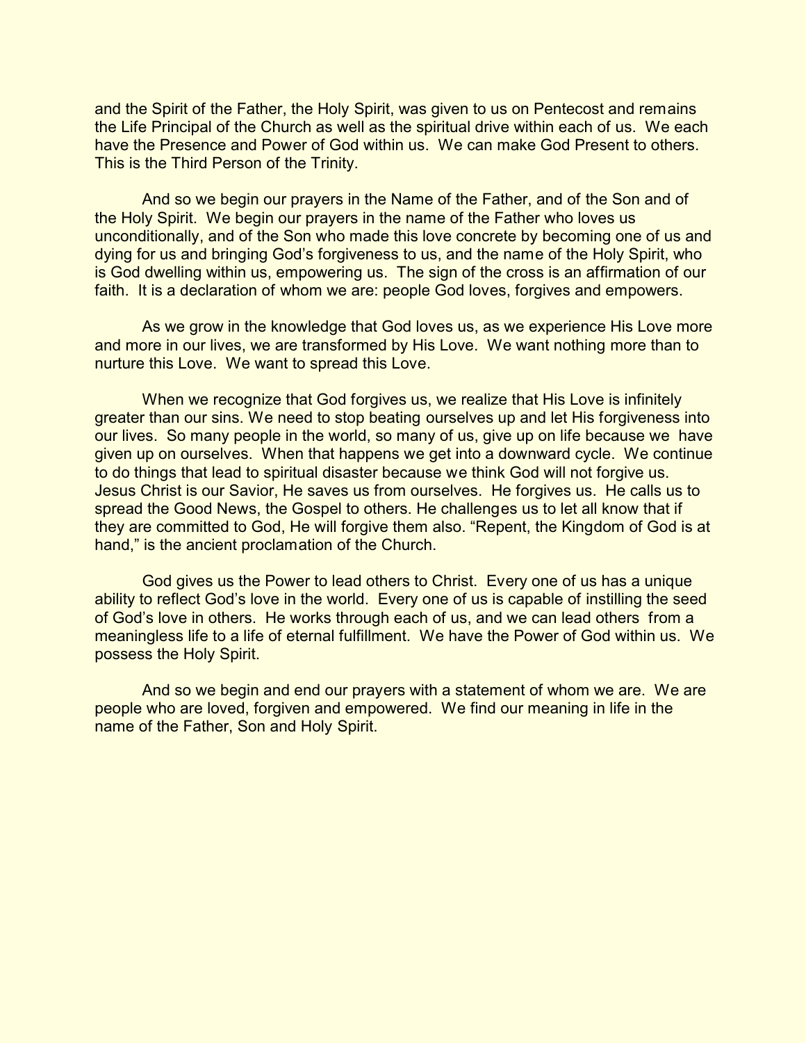and the Spirit of the Father, the Holy Spirit, was given to us on Pentecost and remains the Life Principal of the Church as well as the spiritual drive within each of us. We each have the Presence and Power of God within us. We can make God Present to others. This is the Third Person of the Trinity.

And so we begin our prayers in the Name of the Father, and of the Son and of the Holy Spirit. We begin our prayers in the name of the Father who loves us unconditionally, and of the Son who made this love concrete by becoming one of us and dying for us and bringing God's forgiveness to us, and the name of the Holy Spirit, who is God dwelling within us, empowering us. The sign of the cross is an affirmation of our faith. It is a declaration of whom we are: people God loves, forgives and empowers.

As we grow in the knowledge that God loves us, as we experience His Love more and more in our lives, we are transformed by His Love. We want nothing more than to nurture this Love. We want to spread this Love.

When we recognize that God forgives us, we realize that His Love is infinitely greater than our sins. We need to stop beating ourselves up and let His forgiveness into our lives. So many people in the world, so many of us, give up on life because we have given up on ourselves. When that happens we get into a downward cycle. We continue to do things that lead to spiritual disaster because we think God will not forgive us. Jesus Christ is our Savior, He saves us from ourselves. He forgives us. He calls us to spread the Good News, the Gospel to others. He challenges us to let all know that if they are committed to God, He will forgive them also. "Repent, the Kingdom of God is at hand," is the ancient proclamation of the Church.

God gives us the Power to lead others to Christ. Every one of us has a unique ability to reflect God's love in the world. Every one of us is capable of instilling the seed of God's love in others. He works through each of us, and we can lead others from a meaningless life to a life of eternal fulfillment. We have the Power of God within us. We possess the Holy Spirit.

And so we begin and end our prayers with a statement of whom we are. We are people who are loved, forgiven and empowered. We find our meaning in life in the name of the Father, Son and Holy Spirit.